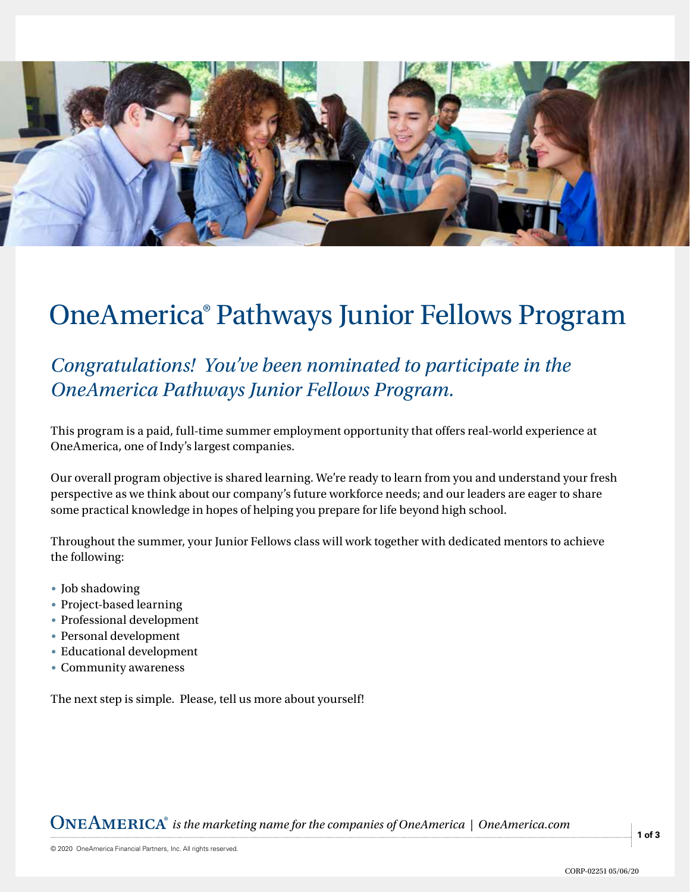# OneAmerica® Pathways Junior Fellows Program

## *Congratulations! You've been nominated to participate in the OneAmerica Pathways Junior Fellows Program.*

This program is a paid, full-time summer employment opportunity that offers real-world experience at OneAmerica, one of Indy's largest companies.

Our overall program objective is shared learning. We're ready to learn from you and understand your fresh perspective as we think about our company's future workforce needs; and our leaders are eager to share some practical knowledge in hopes of helping you prepare for life beyond high school.

Throughout the summer, your Junior Fellows class will work together with dedicated mentors to achieve the following:

- Job shadowing
- Project-based learning
- Professional development
- Personal development
- Educational development
- Community awareness

The next step is simple. Please, tell us more about yourself!

ONEAMERICA® *is the marketing name for the companies of OneAmerica | OneAmerica.com*

© 2020 OneAmerica Financial Partners, Inc. All rights reserved.

CORP-02251 05/06/20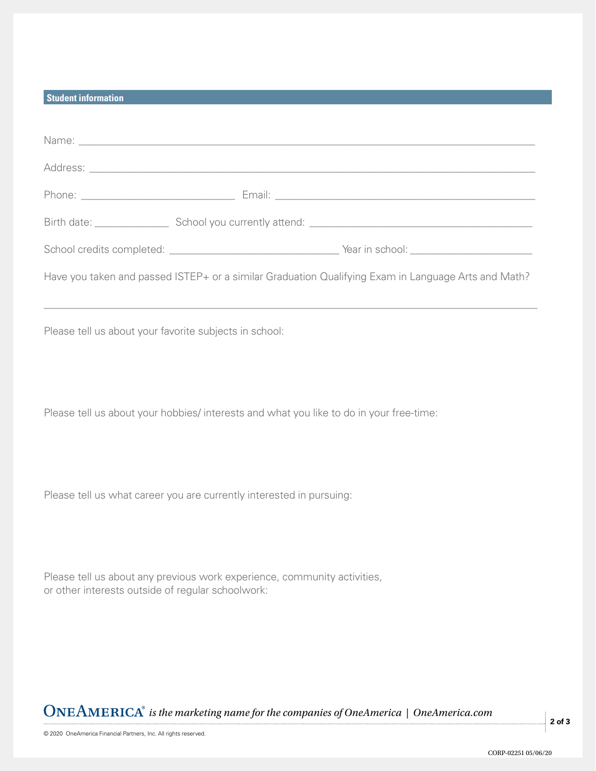## Student information

Name: ______________________________________________________________________________

Address: ____________________________________________________________________________

Phone: ___________________________ Email: ____________________________________________

Birth date: _____________ School you currently attend: ______________________________________

School credits completed: ______________________________ Year in school: ____________________

Have you taken and passed ISTEP+ or a similar Graduation Qualifying Exam in Language Arts and Math?

_____________________________________________________________________________________

Please tell us about your favorite subjects in school:

Please tell us about your hobbies/ interests and what you like to do in your free-time:

Please tell us what career you are currently interested in pursuing:

Please tell us about any previous work experience, community activities, or other interests outside of regular schoolwork:

**ONEAMERICA®** *is the marketing name for the companies of OneAmerica | OneAmerica.com*

© 2020 OneAmerica Financial Partners, Inc. All rights reserved.

CORP-02251 05/06/20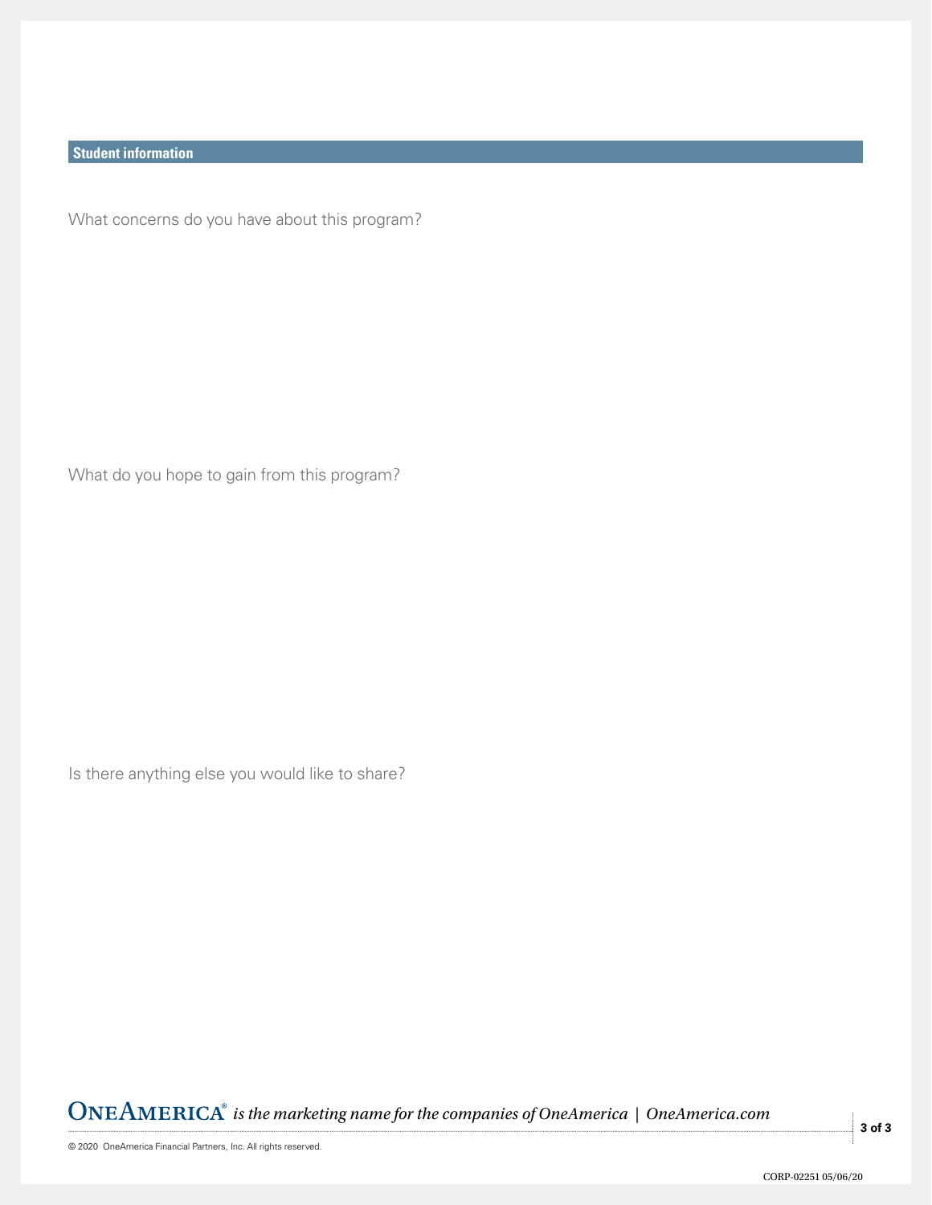## Student information

What concerns do you have about this program?

What do you hope to gain from this program?

Is there anything else you would like to share?

**ONEAMERICA®** *is the marketing name for the companies of OneAmerica | OneAmerica.com*

© 2020 OneAmerica Financial Partners, Inc. All rights reserved.

CORP-02251 05/06/20